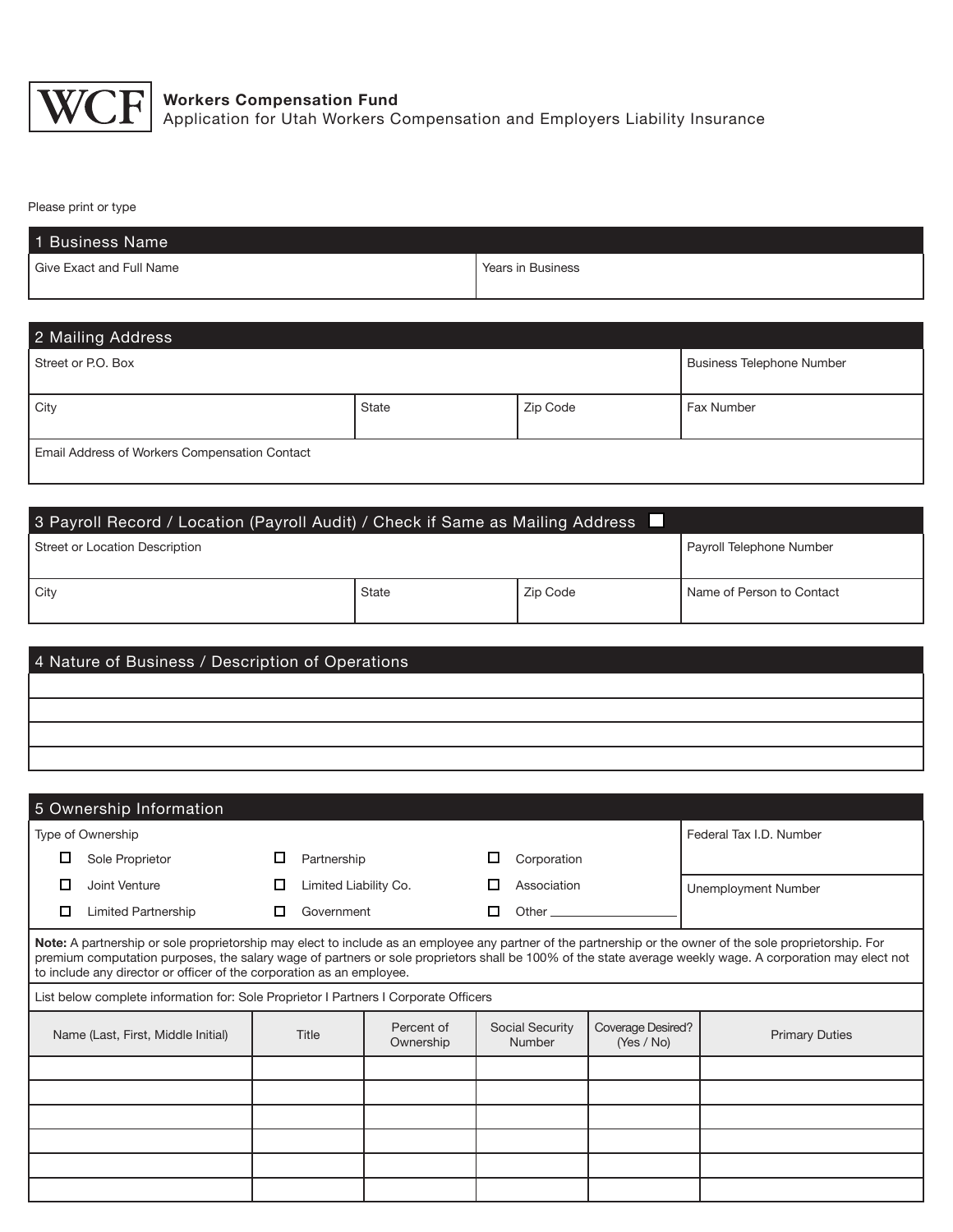**WCF**

**Workers Compensation Fund**
Application for Utah Workers Compensation and Employers Liability Insurance

Please print or type

## 1 Business Name

| Give Exact and Full Name | Years in Business |
|---|---|
| | |

## 2 Mailing Address

| Street or P.O. Box | | | Business Telephone Number |
|---|---|---|---|
| **City** | **State** | **Zip Code** | **Fax Number** |
| | | | |
| **Email Address of Workers Compensation Contact** | | | |
| | | | |

## 3 Payroll Record / Location (Payroll Audit) / Check if Same as Mailing Address ☐

| Street or Location Description | | | Payroll Telephone Number |
|---|---|---|---|
| **City** | **State** | **Zip Code** | **Name of Person to Contact** |
| | | | |

## 4 Nature of Business / Description of Operations

|  |
|---|
|  |
|  |
|  |
|  |

## 5 Ownership Information

Type of Ownership

- ☐ Sole Proprietor
- ☐ Partnership
- ☐ Corporation
- ☐ Joint Venture
- ☐ Limited Liability Co.
- ☐ Association
- ☐ Limited Partnership
- ☐ Government
- ☐ Other ____________

Federal Tax I.D. Number

Unemployment Number

**Note:** A partnership or sole proprietorship may elect to include as an employee any partner of the partnership or the owner of the sole proprietorship. For premium computation purposes, the salary wage of partners or sole proprietors shall be 100% of the state average weekly wage. A corporation may elect not to include any director or officer of the corporation as an employee.

List below complete information for: Sole Proprietor I Partners I Corporate Officers

| Name (Last, First, Middle Initial) | Title | Percent of Ownership | Social Security Number | Coverage Desired? (Yes / No) | Primary Duties |
|---|---|---|---|---|---|
| | | | | | |
| | | | | | |
| | | | | | |
| | | | | | |
| | | | | | |
| | | | | | |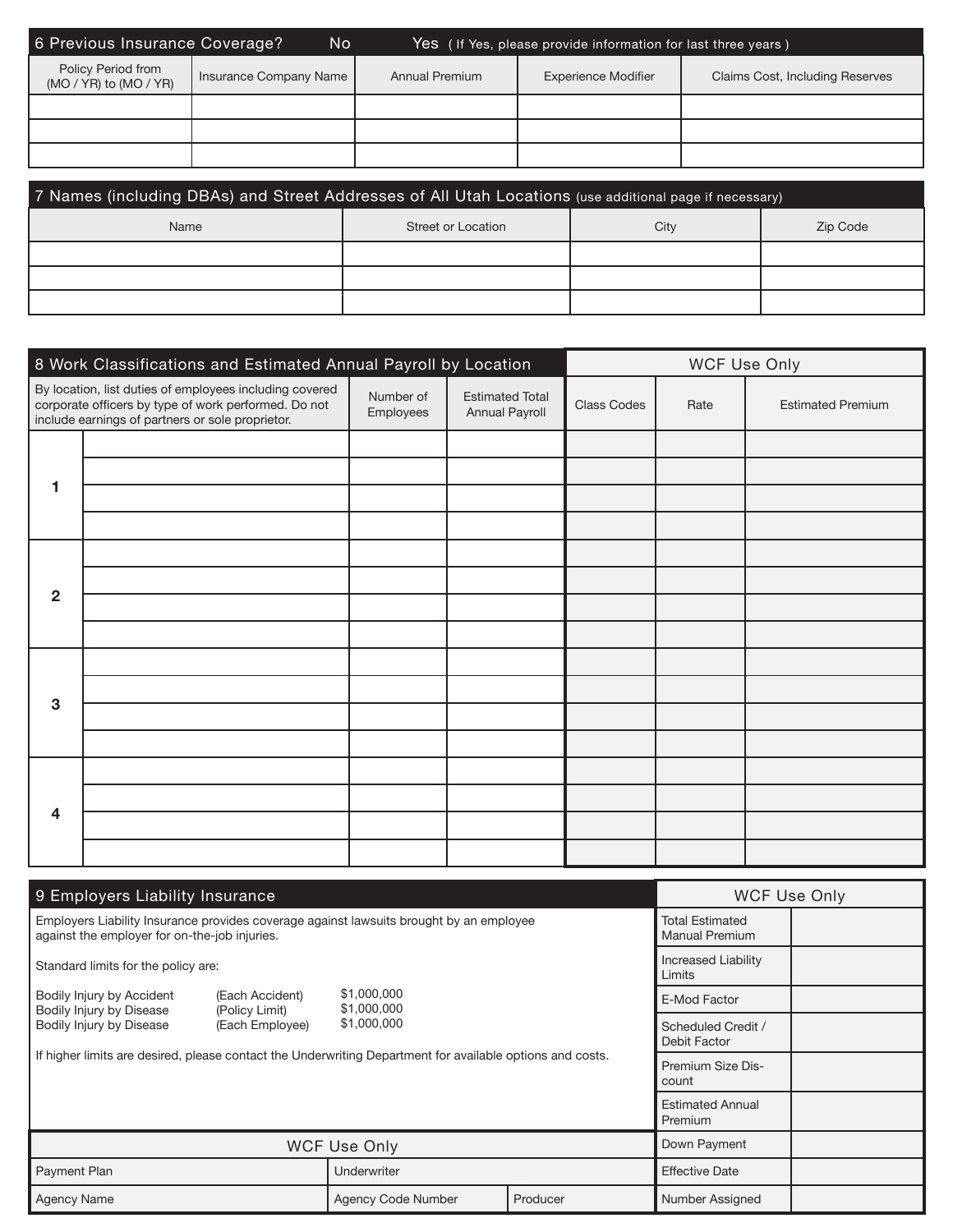## 6 Previous Insurance Coverage? No Yes ( If Yes, please provide information for last three years )

| Policy Period from (MO / YR) to (MO / YR) | Insurance Company Name | Annual Premium | Experience Modifier | Claims Cost, Including Reserves |
|---|---|---|---|---|
| | | | | |
| | | | | |
| | | | | |

## 7 Names (including DBAs) and Street Addresses of All Utah Locations (use additional page if necessary)

| Name | Street or Location | City | Zip Code |
|---|---|---|---|
| | | | |
| | | | |
| | | | |

## 8 Work Classifications and Estimated Annual Payroll by Location

| | By location, list duties of employees including covered corporate officers by type of work performed. Do not include earnings of partners or sole proprietor. | Number of Employees | Estimated Total Annual Payroll | WCF Use Only: Class Codes | WCF Use Only: Rate | WCF Use Only: Estimated Premium |
|---|---|---|---|---|---|---|
| 1 | | | | | | |
| | | | | | | |
| | | | | | | |
| | | | | | | |
| 2 | | | | | | |
| | | | | | | |
| | | | | | | |
| | | | | | | |
| 3 | | | | | | |
| | | | | | | |
| | | | | | | |
| | | | | | | |
| 4 | | | | | | |
| | | | | | | |
| | | | | | | |
| | | | | | | |

## 9 Employers Liability Insurance

Employers Liability Insurance provides coverage against lawsuits brought by an employee against the employer for on-the-job injuries.

Standard limits for the policy are:

| | | |
|---|---|---|
| Bodily Injury by Accident | (Each Accident) | $1,000,000 |
| Bodily Injury by Disease | (Policy Limit) | $1,000,000 |
| Bodily Injury by Disease | (Each Employee) | $1,000,000 |

If higher limits are desired, please contact the Underwriting Department for available options and costs.

| WCF Use Only | |
|---|---|
| Total Estimated Manual Premium | |
| Increased Liability Limits | |
| E-Mod Factor | |
| Scheduled Credit / Debit Factor | |
| Premium Size Discount | |
| Estimated Annual Premium | |
| Down Payment | |
| Effective Date | |
| Number Assigned | |

| WCF Use Only | | |
|---|---|---|
| Payment Plan | Underwriter | |
| Agency Name | Agency Code Number | Producer |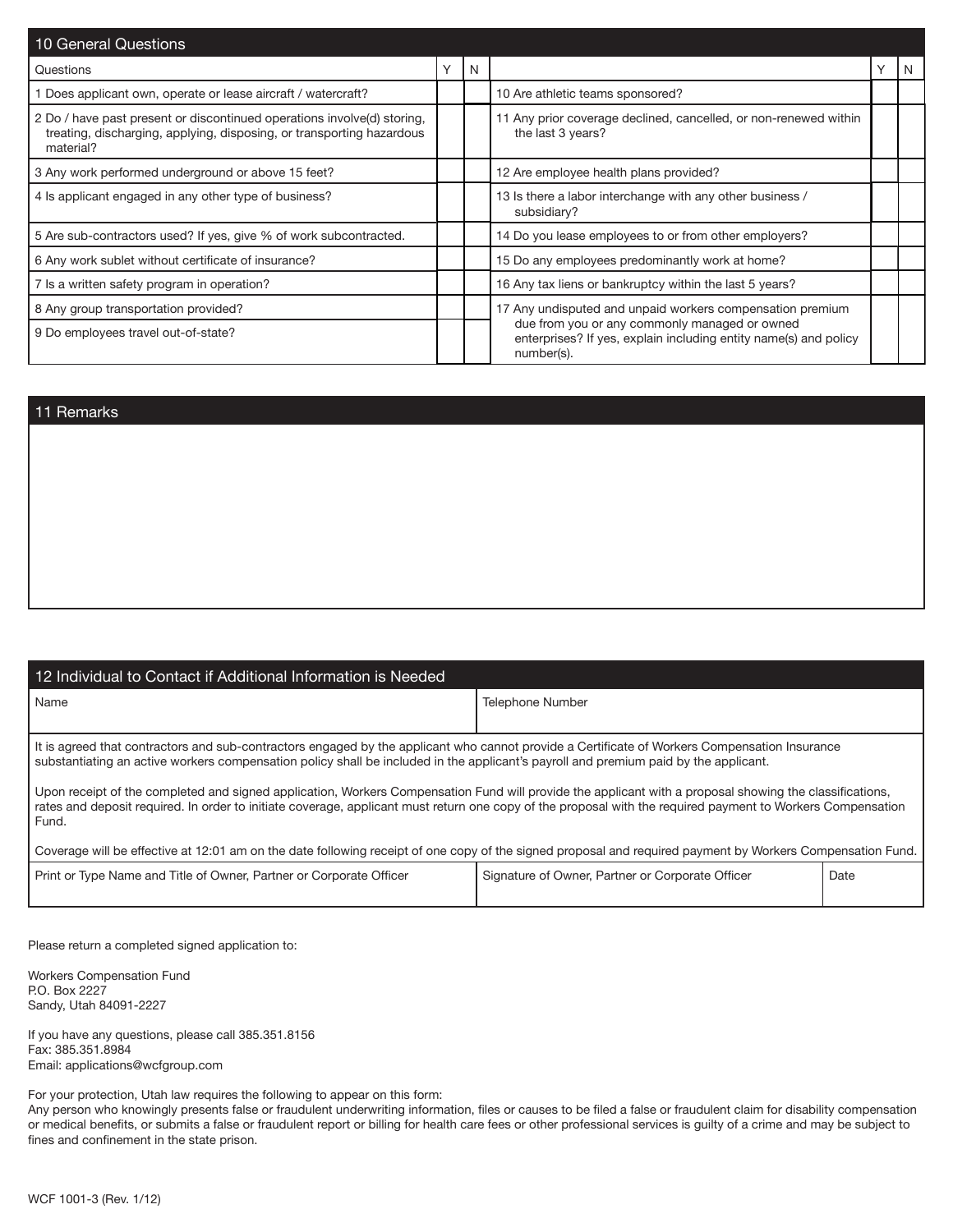## 10 General Questions

| Questions | Y | N | | Y | N |
|---|---|---|---|---|---|
| 1 Does applicant own, operate or lease aircraft / watercraft? | | | 10 Are athletic teams sponsored? | | |
| 2 Do / have past present or discontinued operations involve(d) storing, treating, discharging, applying, disposing, or transporting hazardous material? | | | 11 Any prior coverage declined, cancelled, or non-renewed within the last 3 years? | | |
| 3 Any work performed underground or above 15 feet? | | | 12 Are employee health plans provided? | | |
| 4 Is applicant engaged in any other type of business? | | | 13 Is there a labor interchange with any other business / subsidiary? | | |
| 5 Are sub-contractors used? If yes, give % of work subcontracted. | | | 14 Do you lease employees to or from other employers? | | |
| 6 Any work sublet without certificate of insurance? | | | 15 Do any employees predominantly work at home? | | |
| 7 Is a written safety program in operation? | | | 16 Any tax liens or bankruptcy within the last 5 years? | | |
| 8 Any group transportation provided? | | | 17 Any undisputed and unpaid workers compensation premium due from you or any commonly managed or owned enterprises? If yes, explain including entity name(s) and policy number(s). | | |
| 9 Do employees travel out-of-state? | | | | | |

## 11 Remarks

## 12 Individual to Contact if Additional Information is Needed

| Name | Telephone Number |
|---|---|
| | |

It is agreed that contractors and sub-contractors engaged by the applicant who cannot provide a Certificate of Workers Compensation Insurance substantiating an active workers compensation policy shall be included in the applicant's payroll and premium paid by the applicant.

Upon receipt of the completed and signed application, Workers Compensation Fund will provide the applicant with a proposal showing the classifications, rates and deposit required. In order to initiate coverage, applicant must return one copy of the proposal with the required payment to Workers Compensation Fund.

Coverage will be effective at 12:01 am on the date following receipt of one copy of the signed proposal and required payment by Workers Compensation Fund.

| Print or Type Name and Title of Owner, Partner or Corporate Officer | Signature of Owner, Partner or Corporate Officer | Date |
|---|---|---|
| | | |

Please return a completed signed application to:

Workers Compensation Fund
P.O. Box 2227
Sandy, Utah 84091-2227

If you have any questions, please call 385.351.8156
Fax: 385.351.8984
Email: applications@wcfgroup.com

For your protection, Utah law requires the following to appear on this form:
Any person who knowingly presents false or fraudulent underwriting information, files or causes to be filed a false or fraudulent claim for disability compensation or medical benefits, or submits a false or fraudulent report or billing for health care fees or other professional services is guilty of a crime and may be subject to fines and confinement in the state prison.

WCF 1001-3 (Rev. 1/12)